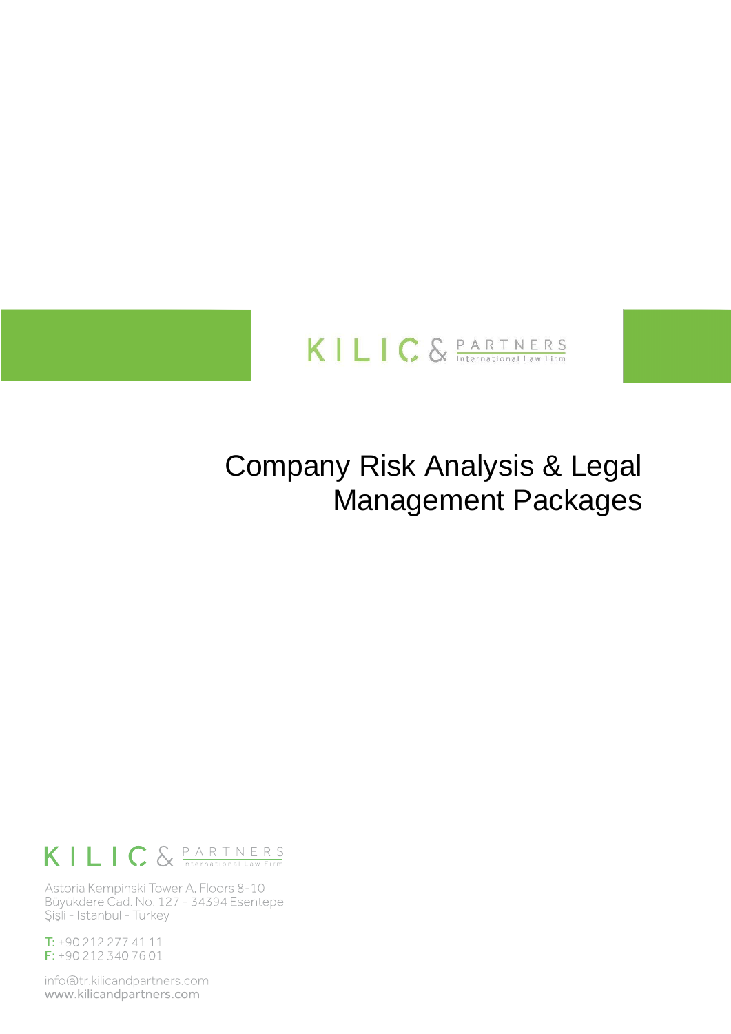KILIC & PARTNERS
International Law Firm

# Company Risk Analysis & Legal Management Packages

KILIC & PARTNERS
International Law Firm

Astoria Kempinski Tower A, Floors 8-10
Büyükdere Cad. No. 127 - 34394 Esentepe
Şişli - Istanbul - Turkey

T: +90 212 277 41 11
F: +90 212 340 76 01

info@tr.kilicandpartners.com
www.kilicandpartners.com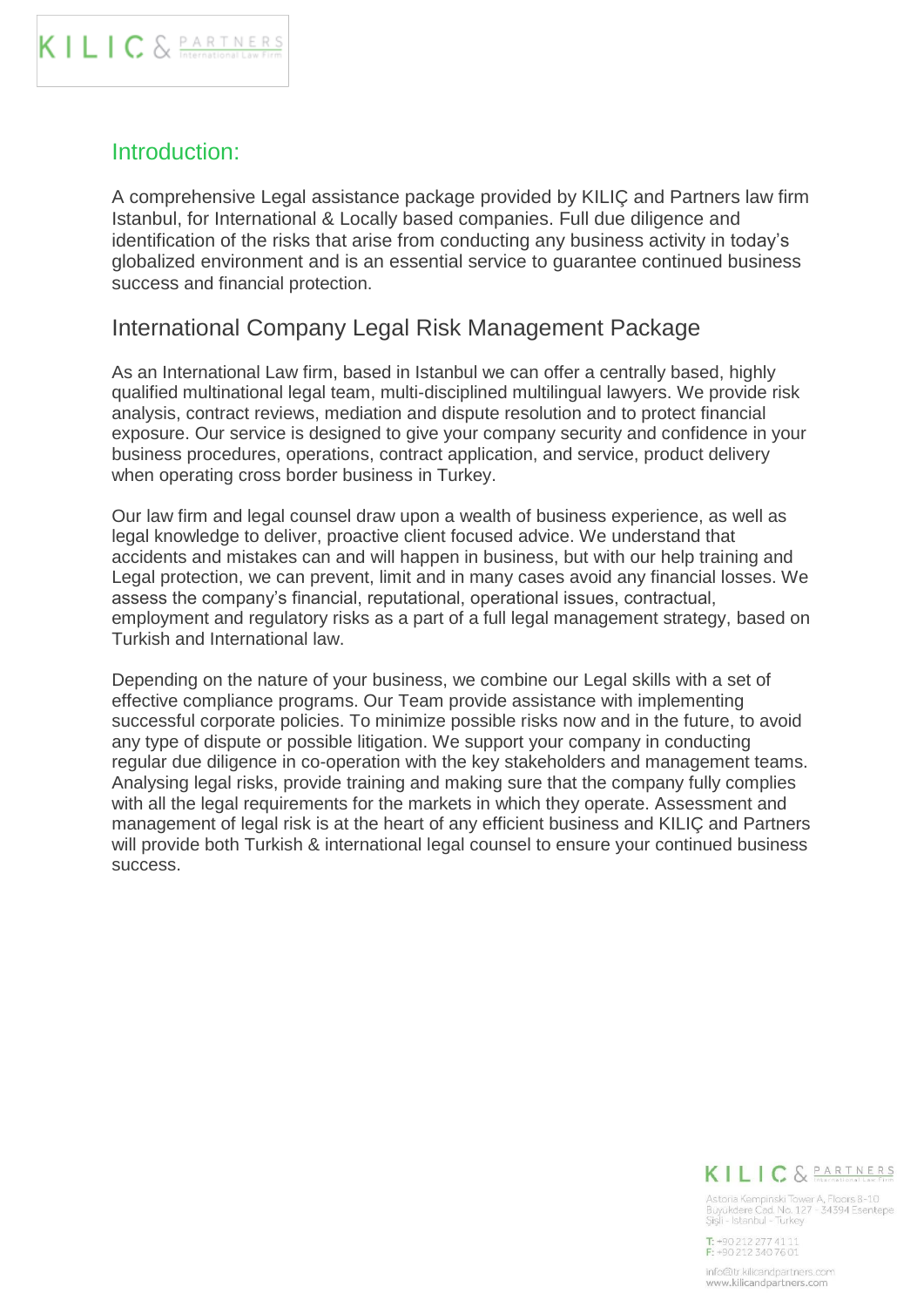## Introduction:

A comprehensive Legal assistance package provided by KILIÇ and Partners law firm Istanbul, for International & Locally based companies. Full due diligence and identification of the risks that arise from conducting any business activity in today's globalized environment and is an essential service to guarantee continued business success and financial protection.

## International Company Legal Risk Management Package

As an International Law firm, based in Istanbul we can offer a centrally based, highly qualified multinational legal team, multi-disciplined multilingual lawyers. We provide risk analysis, contract reviews, mediation and dispute resolution and to protect financial exposure. Our service is designed to give your company security and confidence in your business procedures, operations, contract application, and service, product delivery when operating cross border business in Turkey.

Our law firm and legal counsel draw upon a wealth of business experience, as well as legal knowledge to deliver, proactive client focused advice. We understand that accidents and mistakes can and will happen in business, but with our help training and Legal protection, we can prevent, limit and in many cases avoid any financial losses. We assess the company's financial, reputational, operational issues, contractual, employment and regulatory risks as a part of a full legal management strategy, based on Turkish and International law.

Depending on the nature of your business, we combine our Legal skills with a set of effective compliance programs. Our Team provide assistance with implementing successful corporate policies. To minimize possible risks now and in the future, to avoid any type of dispute or possible litigation. We support your company in conducting regular due diligence in co-operation with the key stakeholders and management teams. Analysing legal risks, provide training and making sure that the company fully complies with all the legal requirements for the markets in which they operate. Assessment and management of legal risk is at the heart of any efficient business and KILIÇ and Partners will provide both Turkish & international legal counsel to ensure your continued business success.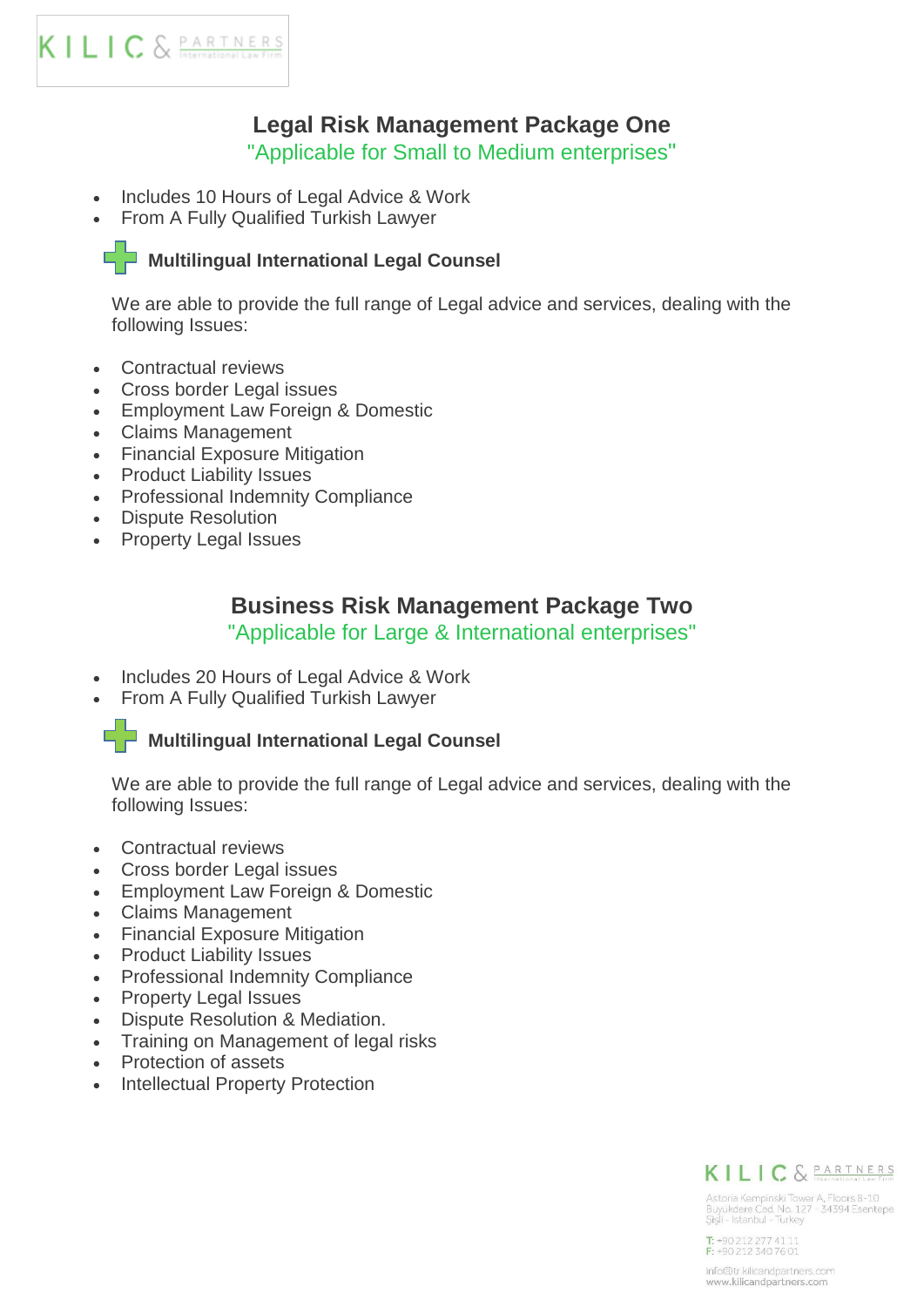# Legal Risk Management Package One

"Applicable for Small to Medium enterprises"

- Includes 10 Hours of Legal Advice & Work
- From A Fully Qualified Turkish Lawyer

**Multilingual International Legal Counsel**

We are able to provide the full range of Legal advice and services, dealing with the following Issues:

- Contractual reviews
- Cross border Legal issues
- Employment Law Foreign & Domestic
- Claims Management
- Financial Exposure Mitigation
- Product Liability Issues
- Professional Indemnity Compliance
- Dispute Resolution
- Property Legal Issues

# Business Risk Management Package Two

"Applicable for Large & International enterprises"

- Includes 20 Hours of Legal Advice & Work
- From A Fully Qualified Turkish Lawyer

**Multilingual International Legal Counsel**

We are able to provide the full range of Legal advice and services, dealing with the following Issues:

- Contractual reviews
- Cross border Legal issues
- Employment Law Foreign & Domestic
- Claims Management
- Financial Exposure Mitigation
- Product Liability Issues
- Professional Indemnity Compliance
- Property Legal Issues
- Dispute Resolution & Mediation.
- Training on Management of legal risks
- Protection of assets
- Intellectual Property Protection

KILIC & PARTNERS
International Law Firm

Astoria Kempinski Tower A, Floors 8-10
Büyükdere Cad. No. 127 - 34394 Esentepe
Şişli - Istanbul - Turkey

T: +90 212 277 41 11
F: +90 212 340 76 01

info@tr.kilicandpartners.com
www.kilicandpartners.com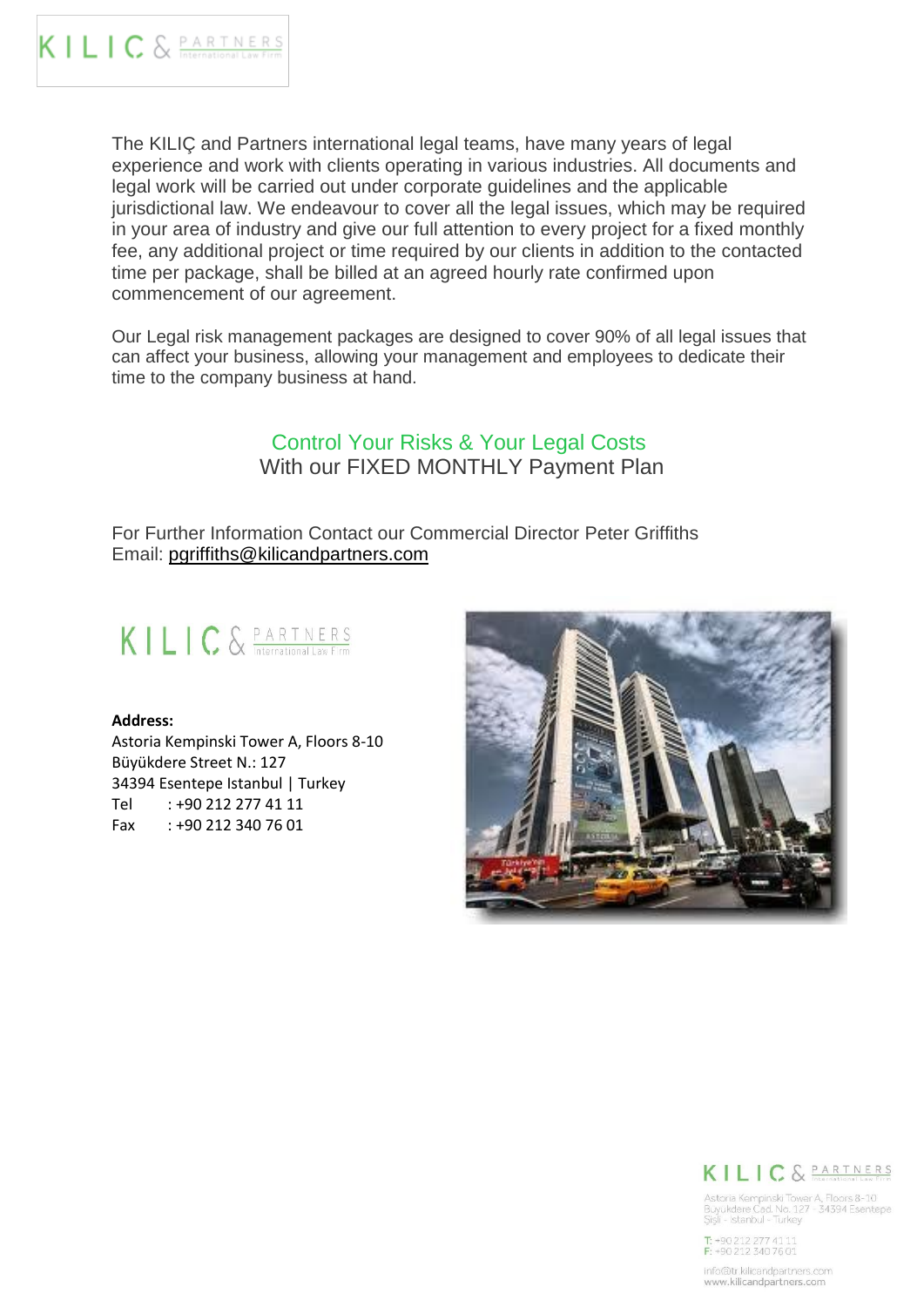The KILIÇ and Partners international legal teams, have many years of legal experience and work with clients operating in various industries. All documents and legal work will be carried out under corporate guidelines and the applicable jurisdictional law. We endeavour to cover all the legal issues, which may be required in your area of industry and give our full attention to every project for a fixed monthly fee, any additional project or time required by our clients in addition to the contacted time per package, shall be billed at an agreed hourly rate confirmed upon commencement of our agreement.

Our Legal risk management packages are designed to cover 90% of all legal issues that can affect your business, allowing your management and employees to dedicate their time to the company business at hand.

## Control Your Risks & Your Legal Costs
## With our FIXED MONTHLY Payment Plan

For Further Information Contact our Commercial Director Peter Griffiths
Email: pgriffiths@kilicandpartners.com

**Address:**
Astoria Kempinski Tower A, Floors 8-10
Büyükdere Street N.: 127
34394 Esentepe Istanbul | Turkey
Tel : +90 212 277 41 11
Fax : +90 212 340 76 01